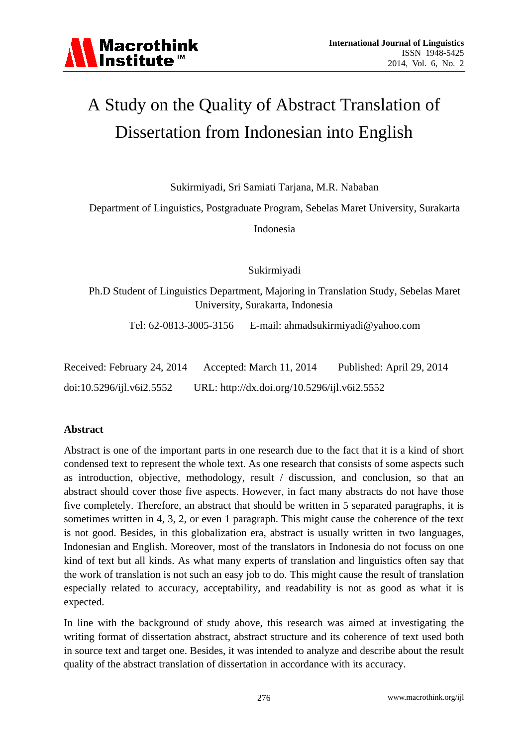# A Study on the Quality of Abstract Translation of Dissertation from Indonesian into English

Sukirmiyadi, Sri Samiati Tarjana, M.R. Nababan

Department of Linguistics, Postgraduate Program, Sebelas Maret University, Surakarta Indonesia

Sukirmiyadi

Ph.D Student of Linguistics Department, Majoring in Translation Study, Sebelas Maret University, Surakarta, Indonesia

Tel: 62-0813-3005-3156 E-mail: ahmadsukirmiyadi@yahoo.com

Received: February 24, 2014 Accepted: March 11, 2014 Published: April 29, 2014

doi:10.5296/ijl.v6i2.5552 URL: http://dx.doi.org/10.5296/ijl.v6i2.5552

## Abstract

Abstract is one of the important parts in one research due to the fact that it is a kind of short condensed text to represent the whole text. As one research that consists of some aspects such as introduction, objective, methodology, result / discussion, and conclusion, so that an abstract should cover those five aspects. However, in fact many abstracts do not have those five completely. Therefore, an abstract that should be written in 5 separated paragraphs, it is sometimes written in 4, 3, 2, or even 1 paragraph. This might cause the coherence of the text is not good. Besides, in this globalization era, abstract is usually written in two languages, Indonesian and English. Moreover, most of the translators in Indonesia do not focus on one kind of text but all kinds. As what many experts of translation and linguistics often say that the work of translation is not such an easy job to do. This might cause the result of translation especially related to accuracy, acceptability, and readability is not as good as what it is expected.

In line with the background of study above, this research was aimed at investigating the writing format of dissertation abstract, abstract structure and its coherence of text used both in source text and target one. Besides, it was intended to analyze and describe about the result quality of the abstract translation of dissertation in accordance with its accuracy.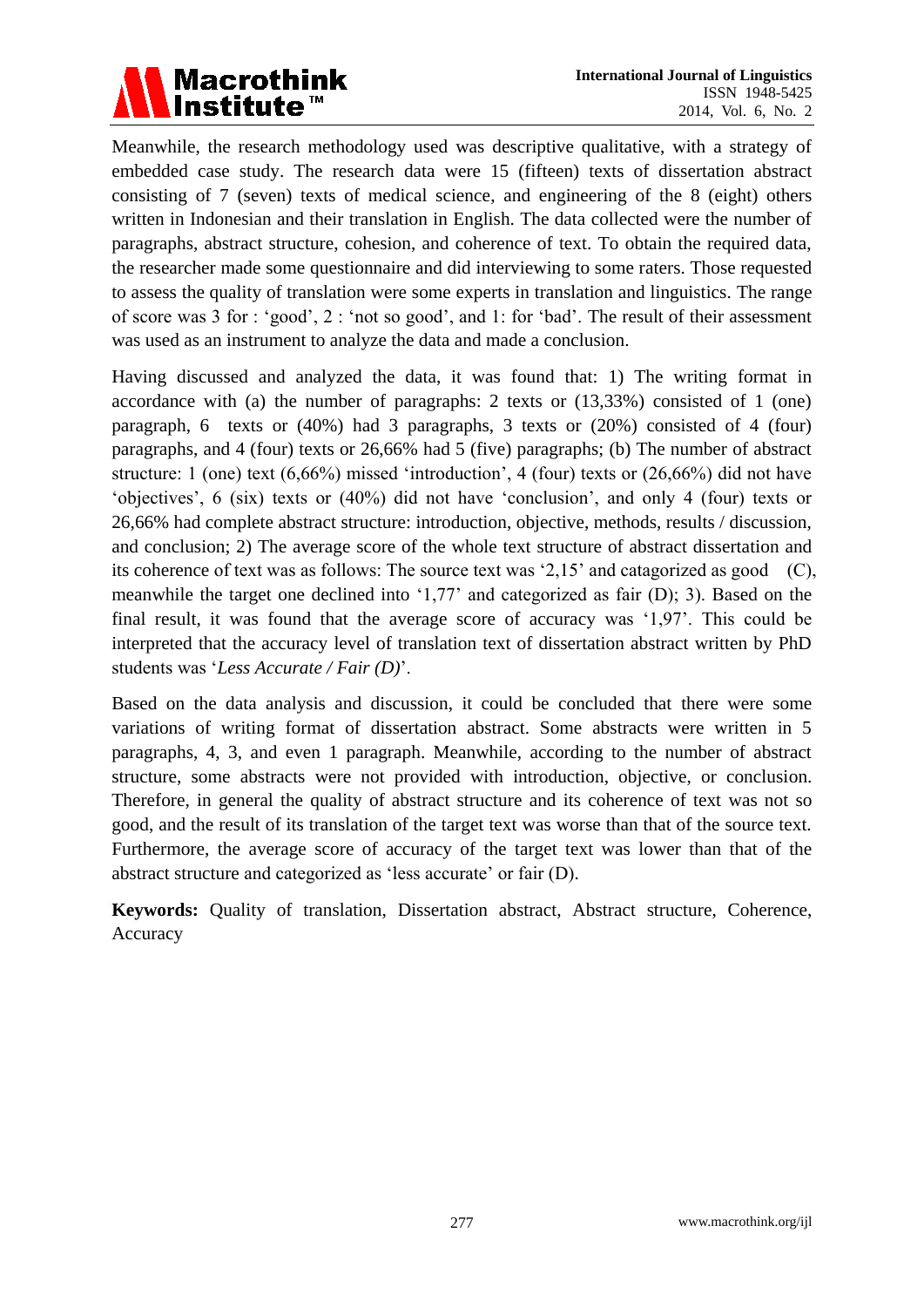Meanwhile, the research methodology used was descriptive qualitative, with a strategy of embedded case study. The research data were 15 (fifteen) texts of dissertation abstract consisting of 7 (seven) texts of medical science, and engineering of the 8 (eight) others written in Indonesian and their translation in English. The data collected were the number of paragraphs, abstract structure, cohesion, and coherence of text. To obtain the required data, the researcher made some questionnaire and did interviewing to some raters. Those requested to assess the quality of translation were some experts in translation and linguistics. The range of score was 3 for : 'good', 2 : 'not so good', and 1: for 'bad'. The result of their assessment was used as an instrument to analyze the data and made a conclusion.

Having discussed and analyzed the data, it was found that: 1) The writing format in accordance with (a) the number of paragraphs: 2 texts or (13,33%) consisted of 1 (one) paragraph, 6 texts or (40%) had 3 paragraphs, 3 texts or (20%) consisted of 4 (four) paragraphs, and 4 (four) texts or 26,66% had 5 (five) paragraphs; (b) The number of abstract structure: 1 (one) text (6,66%) missed 'introduction', 4 (four) texts or (26,66%) did not have 'objectives', 6 (six) texts or (40%) did not have 'conclusion', and only 4 (four) texts or 26,66% had complete abstract structure: introduction, objective, methods, results / discussion, and conclusion; 2) The average score of the whole text structure of abstract dissertation and its coherence of text was as follows: The source text was '2,15' and catagorized as good (C), meanwhile the target one declined into '1,77' and categorized as fair (D); 3). Based on the final result, it was found that the average score of accuracy was '1,97'. This could be interpreted that the accuracy level of translation text of dissertation abstract written by PhD students was '*Less Accurate / Fair (D)*'.

Based on the data analysis and discussion, it could be concluded that there were some variations of writing format of dissertation abstract. Some abstracts were written in 5 paragraphs, 4, 3, and even 1 paragraph. Meanwhile, according to the number of abstract structure, some abstracts were not provided with introduction, objective, or conclusion. Therefore, in general the quality of abstract structure and its coherence of text was not so good, and the result of its translation of the target text was worse than that of the source text. Furthermore, the average score of accuracy of the target text was lower than that of the abstract structure and categorized as 'less accurate' or fair (D).

**Keywords:** Quality of translation, Dissertation abstract, Abstract structure, Coherence, Accuracy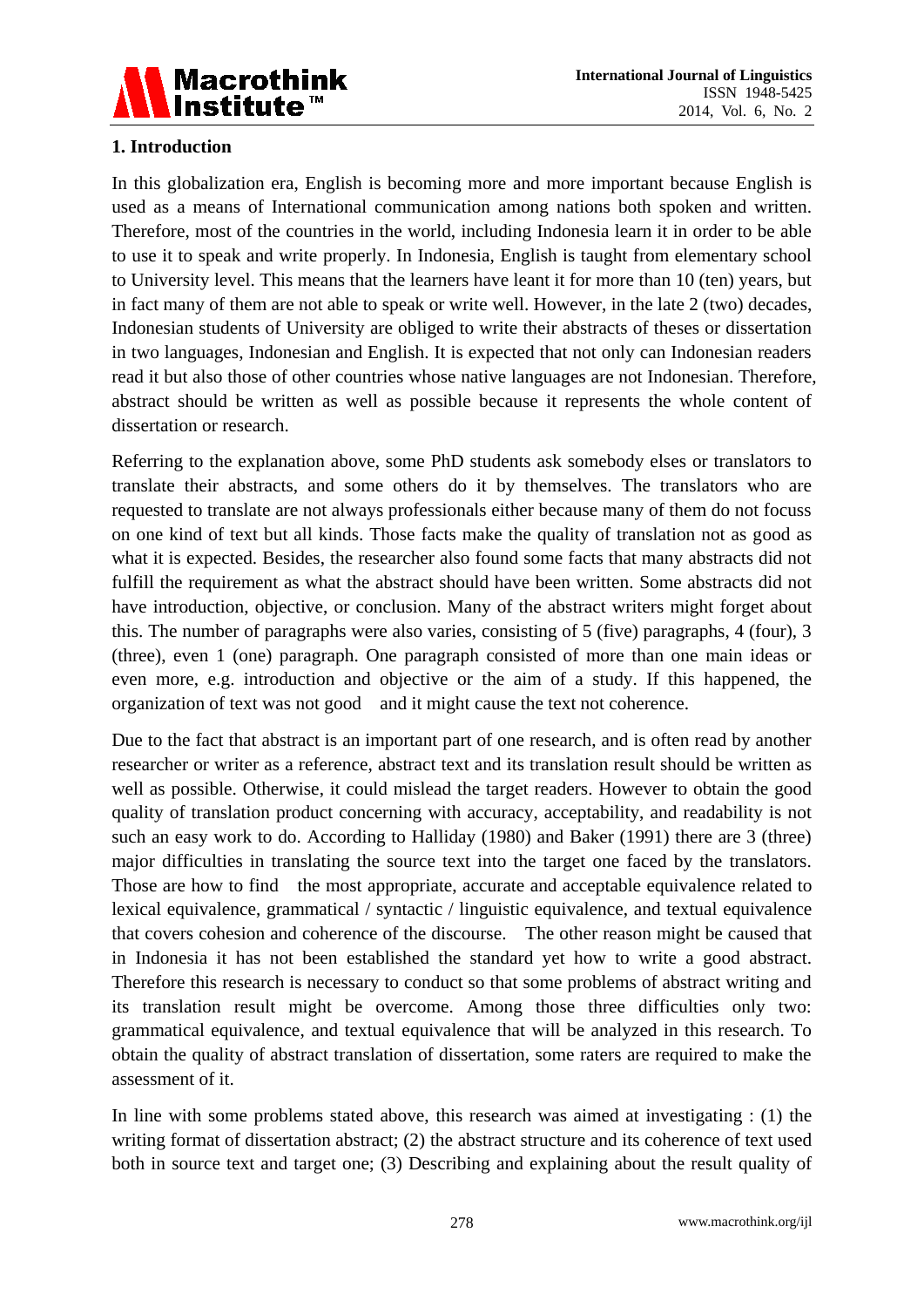## 1. Introduction

In this globalization era, English is becoming more and more important because English is used as a means of International communication among nations both spoken and written. Therefore, most of the countries in the world, including Indonesia learn it in order to be able to use it to speak and write properly. In Indonesia, English is taught from elementary school to University level. This means that the learners have leant it for more than 10 (ten) years, but in fact many of them are not able to speak or write well. However, in the late 2 (two) decades, Indonesian students of University are obliged to write their abstracts of theses or dissertation in two languages, Indonesian and English. It is expected that not only can Indonesian readers read it but also those of other countries whose native languages are not Indonesian. Therefore, abstract should be written as well as possible because it represents the whole content of dissertation or research.

Referring to the explanation above, some PhD students ask somebody elses or translators to translate their abstracts, and some others do it by themselves. The translators who are requested to translate are not always professionals either because many of them do not focuss on one kind of text but all kinds. Those facts make the quality of translation not as good as what it is expected. Besides, the researcher also found some facts that many abstracts did not fulfill the requirement as what the abstract should have been written. Some abstracts did not have introduction, objective, or conclusion. Many of the abstract writers might forget about this. The number of paragraphs were also varies, consisting of 5 (five) paragraphs, 4 (four), 3 (three), even 1 (one) paragraph. One paragraph consisted of more than one main ideas or even more, e.g. introduction and objective or the aim of a study. If this happened, the organization of text was not good and it might cause the text not coherence.

Due to the fact that abstract is an important part of one research, and is often read by another researcher or writer as a reference, abstract text and its translation result should be written as well as possible. Otherwise, it could mislead the target readers. However to obtain the good quality of translation product concerning with accuracy, acceptability, and readability is not such an easy work to do. According to Halliday (1980) and Baker (1991) there are 3 (three) major difficulties in translating the source text into the target one faced by the translators. Those are how to find the most appropriate, accurate and acceptable equivalence related to lexical equivalence, grammatical / syntactic / linguistic equivalence, and textual equivalence that covers cohesion and coherence of the discourse. The other reason might be caused that in Indonesia it has not been established the standard yet how to write a good abstract. Therefore this research is necessary to conduct so that some problems of abstract writing and its translation result might be overcome. Among those three difficulties only two: grammatical equivalence, and textual equivalence that will be analyzed in this research. To obtain the quality of abstract translation of dissertation, some raters are required to make the assessment of it.

In line with some problems stated above, this research was aimed at investigating : (1) the writing format of dissertation abstract; (2) the abstract structure and its coherence of text used both in source text and target one; (3) Describing and explaining about the result quality of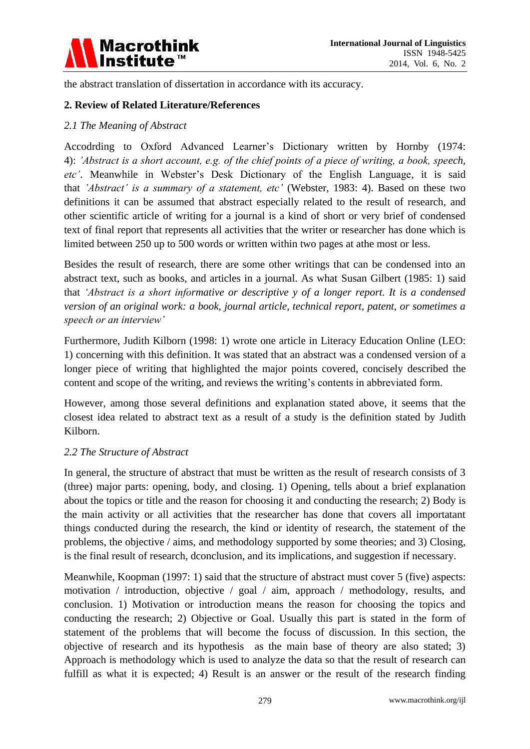the abstract translation of dissertation in accordance with its accuracy.

## 2. Review of Related Literature/References

### *2.1 The Meaning of Abstract*

Accodrding to Oxford Advanced Learner's Dictionary written by Hornby (1974: 4): *'Abstract is a short account, e.g. of the chief points of a piece of writing, a book, speech, etc'*. Meanwhile in Webster's Desk Dictionary of the English Language, it is said that *'Abstract' is a summary of a statement, etc'* (Webster, 1983: 4). Based on these two definitions it can be assumed that abstract especially related to the result of research, and other scientific article of writing for a journal is a kind of short or very brief of condensed text of final report that represents all activities that the writer or researcher has done which is limited between 250 up to 500 words or written within two pages at athe most or less.

Besides the result of research, there are some other writings that can be condensed into an abstract text, such as books, and articles in a journal. As what Susan Gilbert (1985: 1) said that *'Abstract is a short informative or descriptive y of a longer report. It is a condensed version of an original work: a book, journal article, technical report, patent, or sometimes a speech or an interview'*

Furthermore, Judith Kilborn (1998: 1) wrote one article in Literacy Education Online (LEO: 1) concerning with this definition. It was stated that an abstract was a condensed version of a longer piece of writing that highlighted the major points covered, concisely described the content and scope of the writing, and reviews the writing's contents in abbreviated form.

However, among those several definitions and explanation stated above, it seems that the closest idea related to abstract text as a result of a study is the definition stated by Judith Kilborn.

### *2.2 The Structure of Abstract*

In general, the structure of abstract that must be written as the result of research consists of 3 (three) major parts: opening, body, and closing. 1) Opening, tells about a brief explanation about the topics or title and the reason for choosing it and conducting the research; 2) Body is the main activity or all activities that the researcher has done that covers all importatant things conducted during the research, the kind or identity of research, the statement of the problems, the objective / aims, and methodology supported by some theories; and 3) Closing, is the final result of research, dconclusion, and its implications, and suggestion if necessary.

Meanwhile, Koopman (1997: 1) said that the structure of abstract must cover 5 (five) aspects: motivation / introduction, objective / goal / aim, approach / methodology, results, and conclusion. 1) Motivation or introduction means the reason for choosing the topics and conducting the research; 2) Objective or Goal. Usually this part is stated in the form of statement of the problems that will become the focus of discussion. In this section, the objective of research and its hypothesis as the main base of theory are also stated; 3) Approach is methodology which is used to analyze the data so that the result of research can fulfill as what it is expected; 4) Result is an answer or the result of the research finding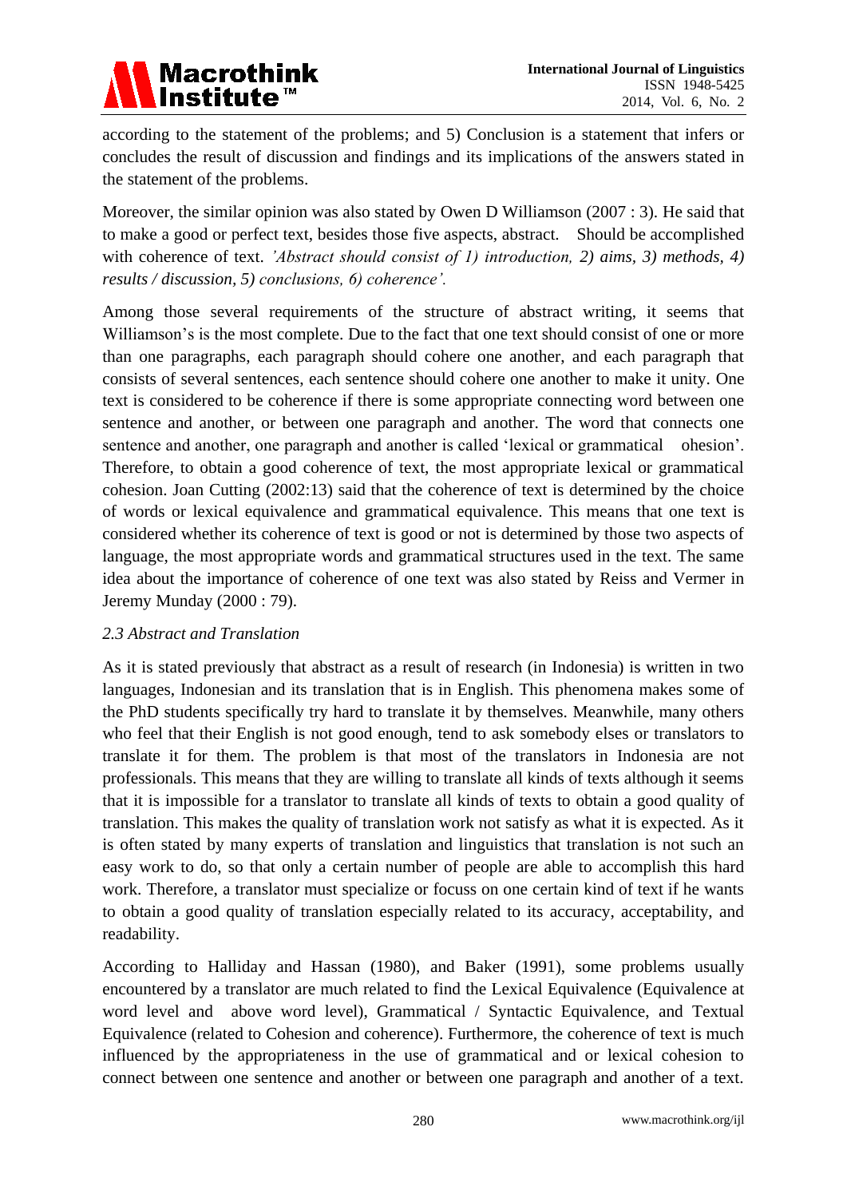according to the statement of the problems; and 5) Conclusion is a statement that infers or concludes the result of discussion and findings and its implications of the answers stated in the statement of the problems.

Moreover, the similar opinion was also stated by Owen D Williamson (2007 : 3). He said that to make a good or perfect text, besides those five aspects, abstract.  Should be accomplished with coherence of text. *'Abstract should consist of 1) introduction, 2) aims, 3) methods, 4) results / discussion, 5) conclusions, 6) coherence'.*

Among those several requirements of the structure of abstract writing, it seems that Williamson's is the most complete. Due to the fact that one text should consist of one or more than one paragraphs, each paragraph should cohere one another, and each paragraph that consists of several sentences, each sentence should cohere one another to make it unity. One text is considered to be coherence if there is some appropriate connecting word between one sentence and another, or between one paragraph and another. The word that connects one sentence and another, one paragraph and another is called 'lexical or grammatical  ohesion'. Therefore, to obtain a good coherence of text, the most appropriate lexical or grammatical cohesion. Joan Cutting (2002:13) said that the coherence of text is determined by the choice of words or lexical equivalence and grammatical equivalence. This means that one text is considered whether its coherence of text is good or not is determined by those two aspects of language, the most appropriate words and grammatical structures used in the text. The same idea about the importance of coherence of one text was also stated by Reiss and Vermer in Jeremy Munday (2000 : 79).

### *2.3 Abstract and Translation*

As it is stated previously that abstract as a result of research (in Indonesia) is written in two languages, Indonesian and its translation that is in English. This phenomena makes some of the PhD students specifically try hard to translate it by themselves. Meanwhile, many others who feel that their English is not good enough, tend to ask somebody elses or translators to translate it for them. The problem is that most of the translators in Indonesia are not professionals. This means that they are willing to translate all kinds of texts although it seems that it is impossible for a translator to translate all kinds of texts to obtain a good quality of translation. This makes the quality of translation work not satisfy as what it is expected. As it is often stated by many experts of translation and linguistics that translation is not such an easy work to do, so that only a certain number of people are able to accomplish this hard work. Therefore, a translator must specialize or focuss on one certain kind of text if he wants to obtain a good quality of translation especially related to its accuracy, acceptability, and readability.

According to Halliday and Hassan (1980), and Baker (1991), some problems usually encountered by a translator are much related to find the Lexical Equivalence (Equivalence at word level and  above word level), Grammatical / Syntactic Equivalence, and Textual Equivalence (related to Cohesion and coherence). Furthermore, the coherence of text is much influenced by the appropriateness in the use of grammatical and or lexical cohesion to connect between one sentence and another or between one paragraph and another of a text.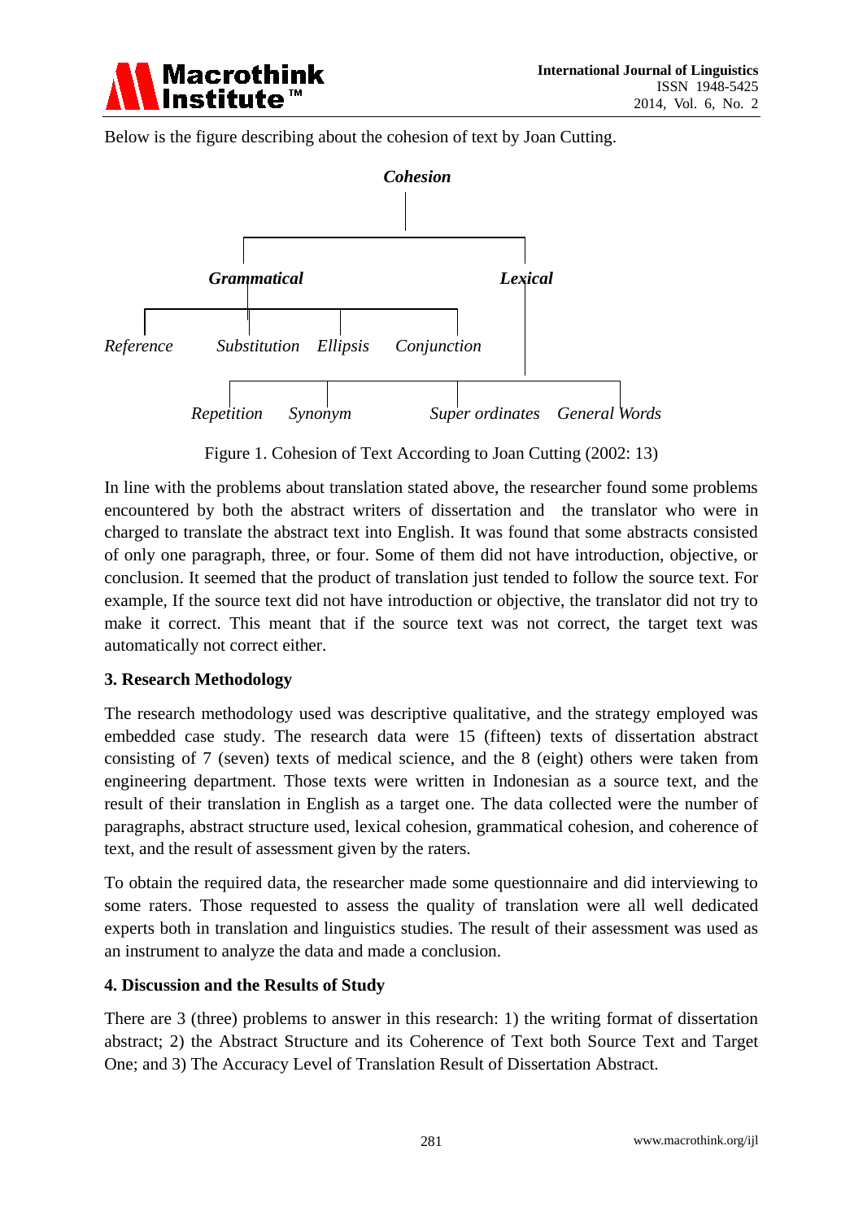Below is the figure describing about the cohesion of text by Joan Cutting.

*Cohesion*

***Grammatical*** ***Lexical***

*Reference* *Substitution* *Ellipsis* *Conjunction*

*Repetition* *Synonym* *Super ordinates* *General Words*

Figure 1. Cohesion of Text According to Joan Cutting (2002: 13)

In line with the problems about translation stated above, the researcher found some problems encountered by both the abstract writers of dissertation and the translator who were in charged to translate the abstract text into English. It was found that some abstracts consisted of only one paragraph, three, or four. Some of them did not have introduction, objective, or conclusion. It seemed that the product of translation just tended to follow the source text. For example, If the source text did not have introduction or objective, the translator did not try to make it correct. This meant that if the source text was not correct, the target text was automatically not correct either.

## 3. Research Methodology

The research methodology used was descriptive qualitative, and the strategy employed was embedded case study. The research data were 15 (fifteen) texts of dissertation abstract consisting of 7 (seven) texts of medical science, and the 8 (eight) others were taken from engineering department. Those texts were written in Indonesian as a source text, and the result of their translation in English as a target one. The data collected were the number of paragraphs, abstract structure used, lexical cohesion, grammatical cohesion, and coherence of text, and the result of assessment given by the raters.

To obtain the required data, the researcher made some questionnaire and did interviewing to some raters. Those requested to assess the quality of translation were all well dedicated experts both in translation and linguistics studies. The result of their assessment was used as an instrument to analyze the data and made a conclusion.

## 4. Discussion and the Results of Study

There are 3 (three) problems to answer in this research: 1) the writing format of dissertation abstract; 2) the Abstract Structure and its Coherence of Text both Source Text and Target One; and 3) The Accuracy Level of Translation Result of Dissertation Abstract.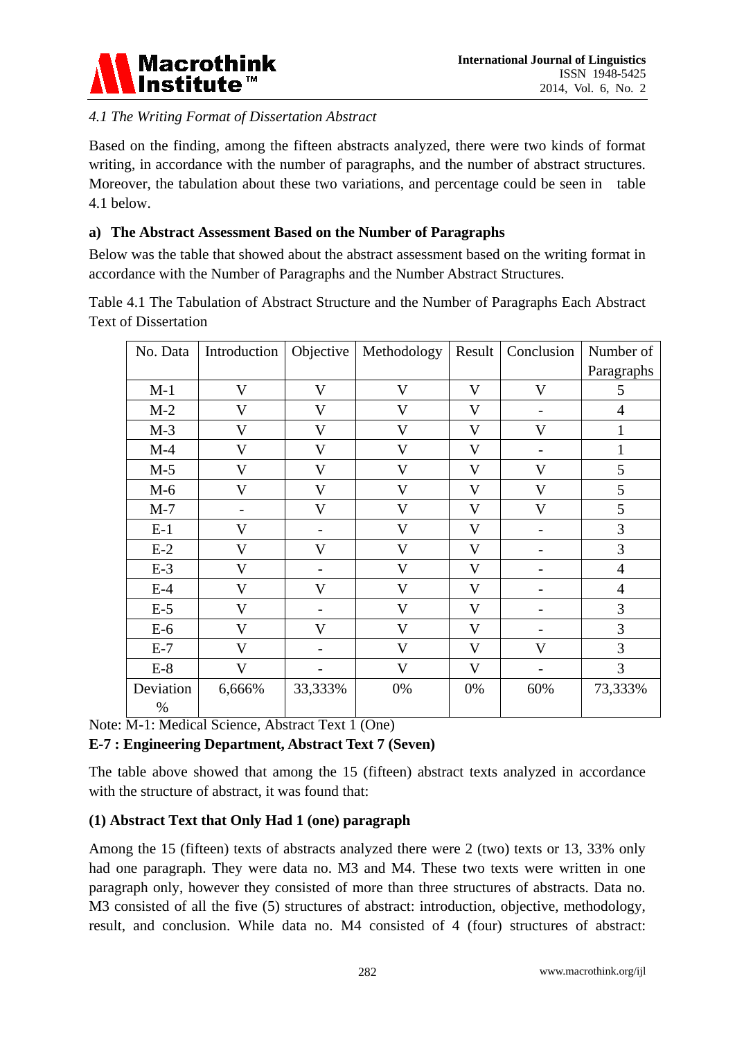### *4.1 The Writing Format of Dissertation Abstract*

Based on the finding, among the fifteen abstracts analyzed, there were two kinds of format writing, in accordance with the number of paragraphs, and the number of abstract structures. Moreover, the tabulation about these two variations, and percentage could be seen in table 4.1 below.

**a) The Abstract Assessment Based on the Number of Paragraphs**

Below was the table that showed about the abstract assessment based on the writing format in accordance with the Number of Paragraphs and the Number Abstract Structures.

Table 4.1 The Tabulation of Abstract Structure and the Number of Paragraphs Each Abstract Text of Dissertation

| No. Data | Introduction | Objective | Methodology | Result | Conclusion | Number of Paragraphs |
|---|---|---|---|---|---|---|
| M-1 | V | V | V | V | V | 5 |
| M-2 | V | V | V | V | - | 4 |
| M-3 | V | V | V | V | V | 1 |
| M-4 | V | V | V | V | - | 1 |
| M-5 | V | V | V | V | V | 5 |
| M-6 | V | V | V | V | V | 5 |
| M-7 | - | V | V | V | V | 5 |
| E-1 | V | - | V | V | - | 3 |
| E-2 | V | V | V | V | - | 3 |
| E-3 | V | - | V | V | - | 4 |
| E-4 | V | V | V | V | - | 4 |
| E-5 | V | - | V | V | - | 3 |
| E-6 | V | V | V | V | - | 3 |
| E-7 | V | - | V | V | V | 3 |
| E-8 | V | - | V | V | - | 3 |
| Deviation % | 6,666% | 33,333% | 0% | 0% | 60% | 73,333% |

Note: M-1: Medical Science, Abstract Text 1 (One)

**E-7 : Engineering Department, Abstract Text 7 (Seven)**

The table above showed that among the 15 (fifteen) abstract texts analyzed in accordance with the structure of abstract, it was found that:

**(1) Abstract Text that Only Had 1 (one) paragraph**

Among the 15 (fifteen) texts of abstracts analyzed there were 2 (two) texts or 13, 33% only had one paragraph. They were data no. M3 and M4. These two texts were written in one paragraph only, however they consisted of more than three structures of abstracts. Data no. M3 consisted of all the five (5) structures of abstract: introduction, objective, methodology, result, and conclusion. While data no. M4 consisted of 4 (four) structures of abstract: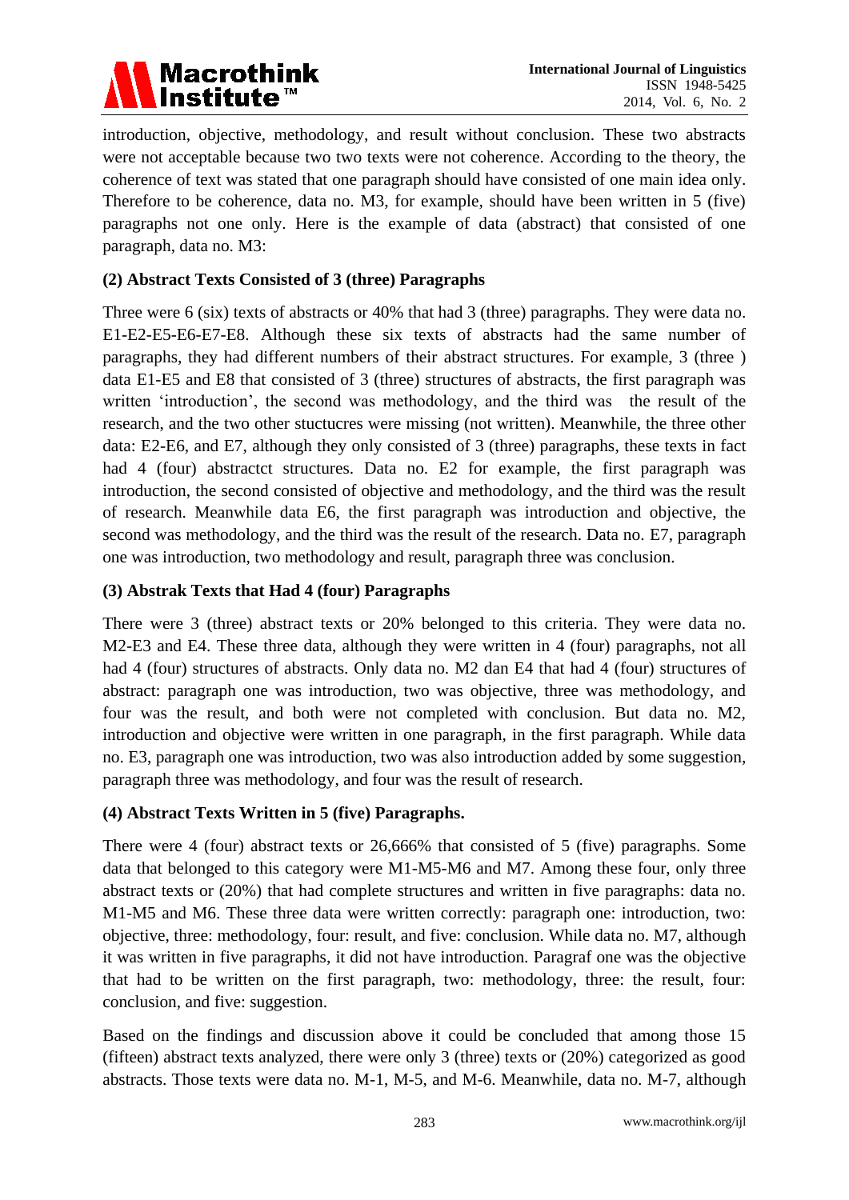introduction, objective, methodology, and result without conclusion. These two abstracts were not acceptable because two two texts were not coherence. According to the theory, the coherence of text was stated that one paragraph should have consisted of one main idea only. Therefore to be coherence, data no. M3, for example, should have been written in 5 (five) paragraphs not one only. Here is the example of data (abstract) that consisted of one paragraph, data no. M3:

**(2) Abstract Texts Consisted of 3 (three) Paragraphs**

Three were 6 (six) texts of abstracts or 40% that had 3 (three) paragraphs. They were data no. E1-E2-E5-E6-E7-E8. Although these six texts of abstracts had the same number of paragraphs, they had different numbers of their abstract structures. For example, 3 (three ) data E1-E5 and E8 that consisted of 3 (three) structures of abstracts, the first paragraph was written 'introduction', the second was methodology, and the third was the result of the research, and the two other stuctucres were missing (not written). Meanwhile, the three other data: E2-E6, and E7, although they only consisted of 3 (three) paragraphs, these texts in fact had 4 (four) abstractct structures. Data no. E2 for example, the first paragraph was introduction, the second consisted of objective and methodology, and the third was the result of research. Meanwhile data E6, the first paragraph was introduction and objective, the second was methodology, and the third was the result of the research. Data no. E7, paragraph one was introduction, two methodology and result, paragraph three was conclusion.

**(3) Abstrak Texts that Had 4 (four) Paragraphs**

There were 3 (three) abstract texts or 20% belonged to this criteria. They were data no. M2-E3 and E4. These three data, although they were written in 4 (four) paragraphs, not all had 4 (four) structures of abstracts. Only data no. M2 dan E4 that had 4 (four) structures of abstract: paragraph one was introduction, two was objective, three was methodology, and four was the result, and both were not completed with conclusion. But data no. M2, introduction and objective were written in one paragraph, in the first paragraph. While data no. E3, paragraph one was introduction, two was also introduction added by some suggestion, paragraph three was methodology, and four was the result of research.

**(4) Abstract Texts Written in 5 (five) Paragraphs.**

There were 4 (four) abstract texts or 26,666% that consisted of 5 (five) paragraphs. Some data that belonged to this category were M1-M5-M6 and M7. Among these four, only three abstract texts or (20%) that had complete structures and written in five paragraphs: data no. M1-M5 and M6. These three data were written correctly: paragraph one: introduction, two: objective, three: methodology, four: result, and five: conclusion. While data no. M7, although it was written in five paragraphs, it did not have introduction. Paragraf one was the objective that had to be written on the first paragraph, two: methodology, three: the result, four: conclusion, and five: suggestion.

Based on the findings and discussion above it could be concluded that among those 15 (fifteen) abstract texts analyzed, there were only 3 (three) texts or (20%) categorized as good abstracts. Those texts were data no. M-1, M-5, and M-6. Meanwhile, data no. M-7, although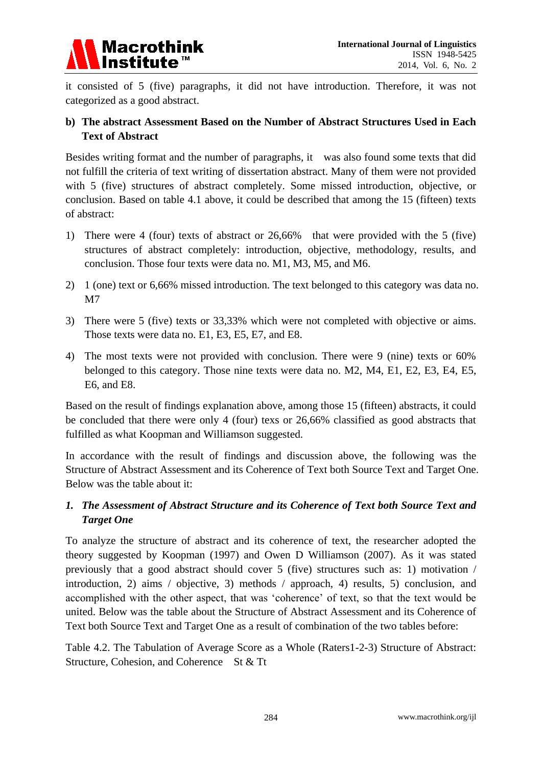it consisted of 5 (five) paragraphs, it did not have introduction. Therefore, it was not categorized as a good abstract.

**b) The abstract Assessment Based on the Number of Abstract Structures Used in Each Text of Abstract**

Besides writing format and the number of paragraphs, it was also found some texts that did not fulfill the criteria of text writing of dissertation abstract. Many of them were not provided with 5 (five) structures of abstract completely. Some missed introduction, objective, or conclusion. Based on table 4.1 above, it could be described that among the 15 (fifteen) texts of abstract:

1) There were 4 (four) texts of abstract or 26,66% that were provided with the 5 (five) structures of abstract completely: introduction, objective, methodology, results, and conclusion. Those four texts were data no. M1, M3, M5, and M6.

2) 1 (one) text or 6,66% missed introduction. The text belonged to this category was data no. M7

3) There were 5 (five) texts or 33,33% which were not completed with objective or aims. Those texts were data no. E1, E3, E5, E7, and E8.

4) The most texts were not provided with conclusion. There were 9 (nine) texts or 60% belonged to this category. Those nine texts were data no. M2, M4, E1, E2, E3, E4, E5, E6, and E8.

Based on the result of findings explanation above, among those 15 (fifteen) abstracts, it could be concluded that there were only 4 (four) texs or 26,66% classified as good abstracts that fulfilled as what Koopman and Williamson suggested.

In accordance with the result of findings and discussion above, the following was the Structure of Abstract Assessment and its Coherence of Text both Source Text and Target One. Below was the table about it:

***1. The Assessment of Abstract Structure and its Coherence of Text both Source Text and Target One***

To analyze the structure of abstract and its coherence of text, the researcher adopted the theory suggested by Koopman (1997) and Owen D Williamson (2007). As it was stated previously that a good abstract should cover 5 (five) structures such as: 1) motivation / introduction, 2) aims / objective, 3) methods / approach, 4) results, 5) conclusion, and accomplished with the other aspect, that was 'coherence' of text, so that the text would be united. Below was the table about the Structure of Abstract Assessment and its Coherence of Text both Source Text and Target One as a result of combination of the two tables before:

Table 4.2. The Tabulation of Average Score as a Whole (Raters1-2-3) Structure of Abstract: Structure, Cohesion, and Coherence St & Tt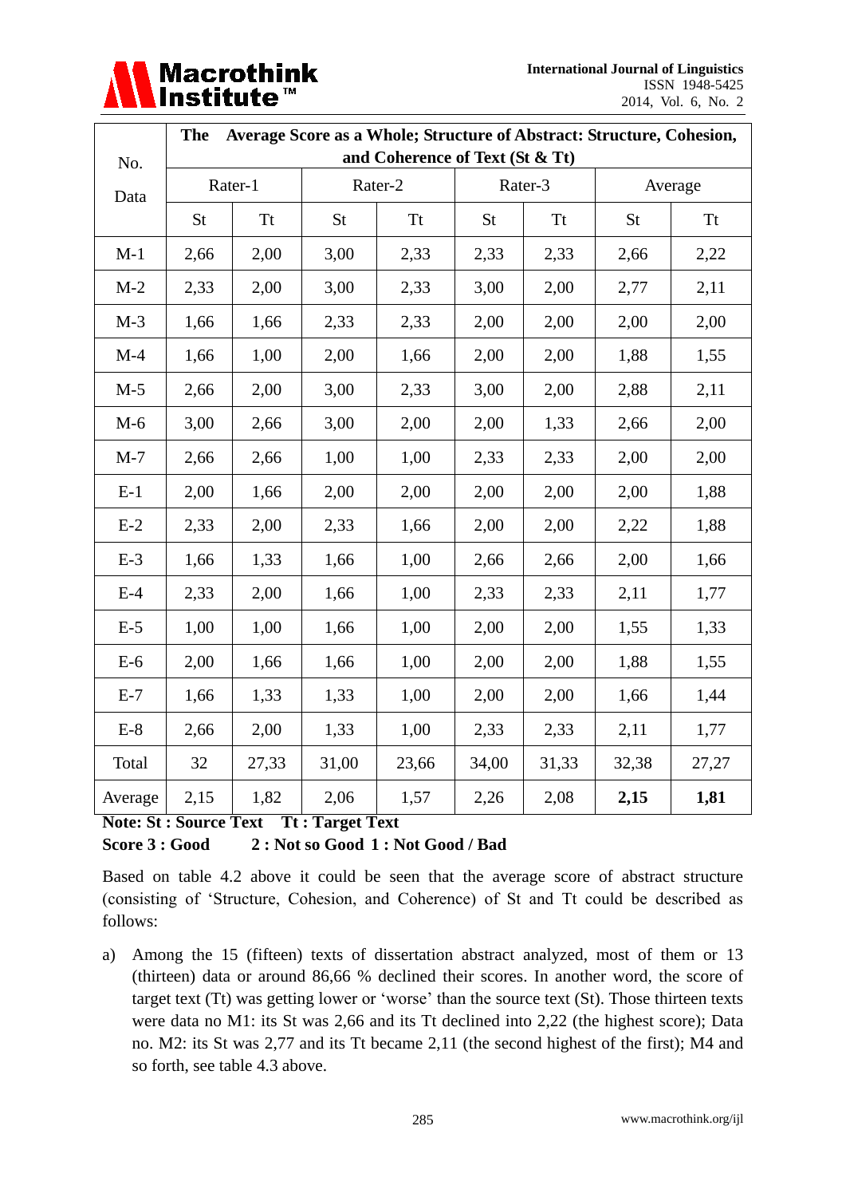| No. Data | The Average Score as a Whole; Structure of Abstract: Structure, Cohesion, and Coherence of Text (St & Tt) | | | | | | | |
|---|---|---|---|---|---|---|---|---|
| | Rater-1 | | Rater-2 | | Rater-3 | | Average | |
| | St | Tt | St | Tt | St | Tt | St | Tt |
| M-1 | 2,66 | 2,00 | 3,00 | 2,33 | 2,33 | 2,33 | 2,66 | 2,22 |
| M-2 | 2,33 | 2,00 | 3,00 | 2,33 | 3,00 | 2,00 | 2,77 | 2,11 |
| M-3 | 1,66 | 1,66 | 2,33 | 2,33 | 2,00 | 2,00 | 2,00 | 2,00 |
| M-4 | 1,66 | 1,00 | 2,00 | 1,66 | 2,00 | 2,00 | 1,88 | 1,55 |
| M-5 | 2,66 | 2,00 | 3,00 | 2,33 | 3,00 | 2,00 | 2,88 | 2,11 |
| M-6 | 3,00 | 2,66 | 3,00 | 2,00 | 2,00 | 1,33 | 2,66 | 2,00 |
| M-7 | 2,66 | 2,66 | 1,00 | 1,00 | 2,33 | 2,33 | 2,00 | 2,00 |
| E-1 | 2,00 | 1,66 | 2,00 | 2,00 | 2,00 | 2,00 | 2,00 | 1,88 |
| E-2 | 2,33 | 2,00 | 2,33 | 1,66 | 2,00 | 2,00 | 2,22 | 1,88 |
| E-3 | 1,66 | 1,33 | 1,66 | 1,00 | 2,66 | 2,66 | 2,00 | 1,66 |
| E-4 | 2,33 | 2,00 | 1,66 | 1,00 | 2,33 | 2,33 | 2,11 | 1,77 |
| E-5 | 1,00 | 1,00 | 1,66 | 1,00 | 2,00 | 2,00 | 1,55 | 1,33 |
| E-6 | 2,00 | 1,66 | 1,66 | 1,00 | 2,00 | 2,00 | 1,88 | 1,55 |
| E-7 | 1,66 | 1,33 | 1,33 | 1,00 | 2,00 | 2,00 | 1,66 | 1,44 |
| E-8 | 2,66 | 2,00 | 1,33 | 1,00 | 2,33 | 2,33 | 2,11 | 1,77 |
| Total | 32 | 27,33 | 31,00 | 23,66 | 34,00 | 31,33 | 32,38 | 27,27 |
| Average | 2,15 | 1,82 | 2,06 | 1,57 | 2,26 | 2,08 | **2,15** | **1,81** |

**Note: St : Source Text Tt : Target Text**
**Score 3 : Good 2 : Not so Good 1 : Not Good / Bad**

Based on table 4.2 above it could be seen that the average score of abstract structure (consisting of 'Structure, Cohesion, and Coherence) of St and Tt could be described as follows:

a) Among the 15 (fifteen) texts of dissertation abstract analyzed, most of them or 13 (thirteen) data or around 86,66 % declined their scores. In another word, the score of target text (Tt) was getting lower or 'worse' than the source text (St). Those thirteen texts were data no M1: its St was 2,66 and its Tt declined into 2,22 (the highest score); Data no. M2: its St was 2,77 and its Tt became 2,11 (the second highest of the first); M4 and so forth, see table 4.3 above.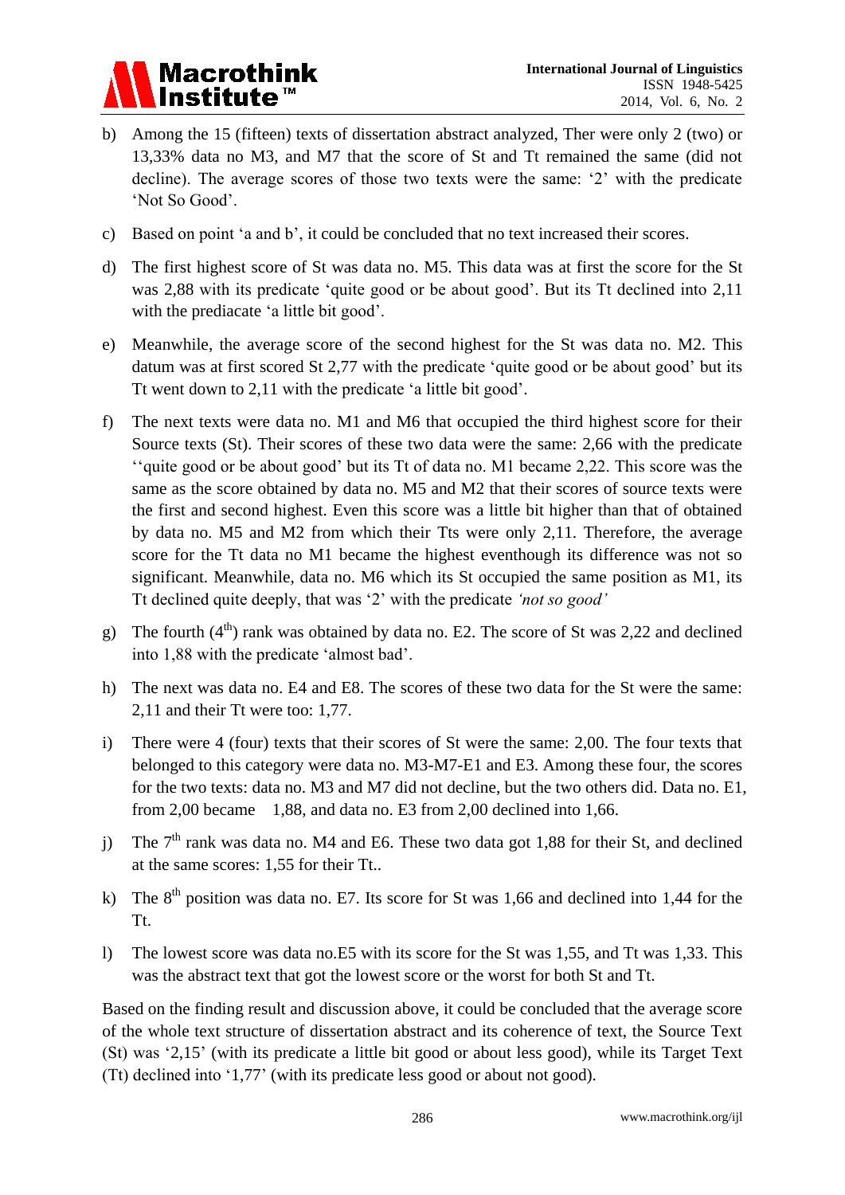b) Among the 15 (fifteen) texts of dissertation abstract analyzed, Ther were only 2 (two) or 13,33% data no M3, and M7 that the score of St and Tt remained the same (did not decline). The average scores of those two texts were the same: '2' with the predicate 'Not So Good'.

c) Based on point 'a and b', it could be concluded that no text increased their scores.

d) The first highest score of St was data no. M5. This data was at first the score for the St was 2,88 with its predicate 'quite good or be about good'. But its Tt declined into 2,11 with the prediacate 'a little bit good'.

e) Meanwhile, the average score of the second highest for the St was data no. M2. This datum was at first scored St 2,77 with the predicate 'quite good or be about good' but its Tt went down to 2,11 with the predicate 'a little bit good'.

f) The next texts were data no. M1 and M6 that occupied the third highest score for their Source texts (St). Their scores of these two data were the same: 2,66 with the predicate ''quite good or be about good' but its Tt of data no. M1 became 2,22. This score was the same as the score obtained by data no. M5 and M2 that their scores of source texts were the first and second highest. Even this score was a little bit higher than that of obtained by data no. M5 and M2 from which their Tts were only 2,11. Therefore, the average score for the Tt data no M1 became the highest eventhough its difference was not so significant. Meanwhile, data no. M6 which its St occupied the same position as M1, its Tt declined quite deeply, that was '2' with the predicate *'not so good'*

g) The fourth (4th) rank was obtained by data no. E2. The score of St was 2,22 and declined into 1,88 with the predicate 'almost bad'.

h) The next was data no. E4 and E8. The scores of these two data for the St were the same: 2,11 and their Tt were too: 1,77.

i) There were 4 (four) texts that their scores of St were the same: 2,00. The four texts that belonged to this category were data no. M3-M7-E1 and E3. Among these four, the scores for the two texts: data no. M3 and M7 did not decline, but the two others did. Data no. E1, from 2,00 became 1,88, and data no. E3 from 2,00 declined into 1,66.

j) The 7th rank was data no. M4 and E6. These two data got 1,88 for their St, and declined at the same scores: 1,55 for their Tt..

k) The 8th position was data no. E7. Its score for St was 1,66 and declined into 1,44 for the Tt.

l) The lowest score was data no.E5 with its score for the St was 1,55, and Tt was 1,33. This was the abstract text that got the lowest score or the worst for both St and Tt.

Based on the finding result and discussion above, it could be concluded that the average score of the whole text structure of dissertation abstract and its coherence of text, the Source Text (St) was '2,15' (with its predicate a little bit good or about less good), while its Target Text (Tt) declined into '1,77' (with its predicate less good or about not good).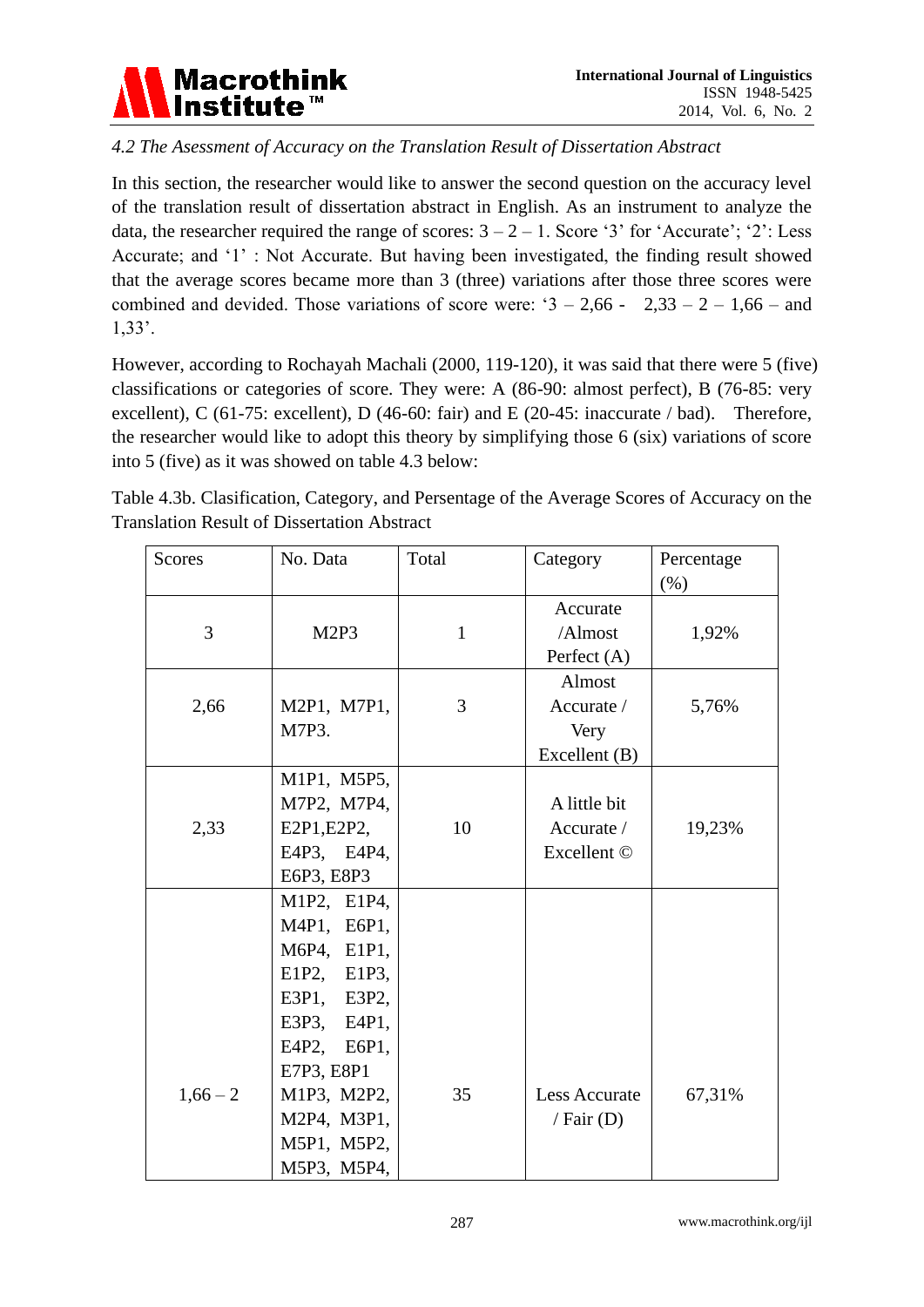*4.2 The Asessment of Accuracy on the Translation Result of Dissertation Abstract*

In this section, the researcher would like to answer the second question on the accuracy level of the translation result of dissertation abstract in English. As an instrument to analyze the data, the researcher required the range of scores: 3 – 2 – 1. Score '3' for 'Accurate'; '2': Less Accurate; and '1' : Not Accurate. But having been investigated, the finding result showed that the average scores became more than 3 (three) variations after those three scores were combined and devided. Those variations of score were: '3 – 2,66 - 2,33 – 2 – 1,66 – and 1,33'.

However, according to Rochayah Machali (2000, 119-120), it was said that there were 5 (five) classifications or categories of score. They were: A (86-90: almost perfect), B (76-85: very excellent), C (61-75: excellent), D (46-60: fair) and E (20-45: inaccurate / bad). Therefore, the researcher would like to adopt this theory by simplifying those 6 (six) variations of score into 5 (five) as it was showed on table 4.3 below:

Table 4.3b. Clasification, Category, and Persentage of the Average Scores of Accuracy on the Translation Result of Dissertation Abstract

| Scores | No. Data | Total | Category | Percentage (%) |
|---|---|---|---|---|
| 3 | M2P3 | 1 | Accurate /Almost Perfect (A) | 1,92% |
| 2,66 | M2P1, M7P1, M7P3. | 3 | Almost Accurate / Very Excellent (B) | 5,76% |
| 2,33 | M1P1, M5P5, M7P2, M7P4, E2P1,E2P2, E4P3, E4P4, E6P3, E8P3 | 10 | A little bit Accurate / Excellent © | 19,23% |
| 1,66 – 2 | M1P2, E1P4, M4P1, E6P1, M6P4, E1P1, E1P2, E1P3, E3P1, E3P2, E3P3, E4P1, E4P2, E6P1, E7P3, E8P1 M1P3, M2P2, M2P4, M3P1, M5P1, M5P2, M5P3, M5P4, | 35 | Less Accurate / Fair (D) | 67,31% |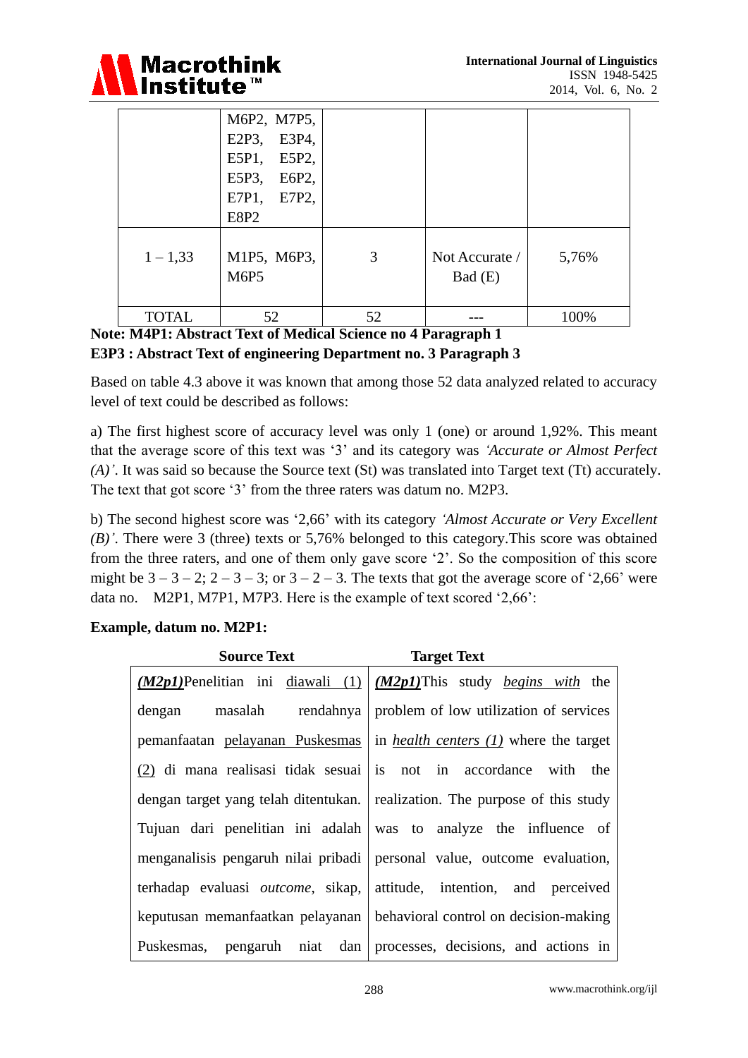| | | | | |
|---|---|---|---|---|
| | M6P2, M7P5, E2P3, E3P4, E5P1, E5P2, E5P3, E6P2, E7P1, E7P2, E8P2 | | | |
| 1 – 1,33 | M1P5, M6P3, M6P5 | 3 | Not Accurate / Bad (E) | 5,76% |
| TOTAL | 52 | 52 | --- | 100% |

**Note: M4P1: Abstract Text of Medical Science no 4 Paragraph 1**
**E3P3 : Abstract Text of engineering Department no. 3 Paragraph 3**

Based on table 4.3 above it was known that among those 52 data analyzed related to accuracy level of text could be described as follows:

a) The first highest score of accuracy level was only 1 (one) or around 1,92%. This meant that the average score of this text was '3' and its category was *'Accurate or Almost Perfect (A)'*. It was said so because the Source text (St) was translated into Target text (Tt) accurately. The text that got score '3' from the three raters was datum no. M2P3.

b) The second highest score was '2,66' with its category *'Almost Accurate or Very Excellent (B)'*. There were 3 (three) texts or 5,76% belonged to this category.This score was obtained from the three raters, and one of them only gave score '2'. So the composition of this score might be 3 – 3 – 2; 2 – 3 – 3; or 3 – 2 – 3. The texts that got the average score of '2,66' were data no. M2P1, M7P1, M7P3. Here is the example of text scored '2,66':

**Example, datum no. M2P1:**

| Source Text | Target Text |
|---|---|
| ***(M2p1)***Penelitian ini diawali (1) dengan masalah rendahnya pemanfaatan pelayanan Puskesmas (2) di mana realisasi tidak sesuai dengan target yang telah ditentukan. Tujuan dari penelitian ini adalah menganalisis pengaruh nilai pribadi terhadap evaluasi *outcome*, sikap, keputusan memanfaatkan pelayanan Puskesmas, pengaruh niat dan | ***(M2p1)***This study *begins with* the problem of low utilization of services in *health centers (1)* where the target is not in accordance with the realization. The purpose of this study was to analyze the influence of personal value, outcome evaluation, attitude, intention, and perceived behavioral control on decision-making processes, decisions, and actions in |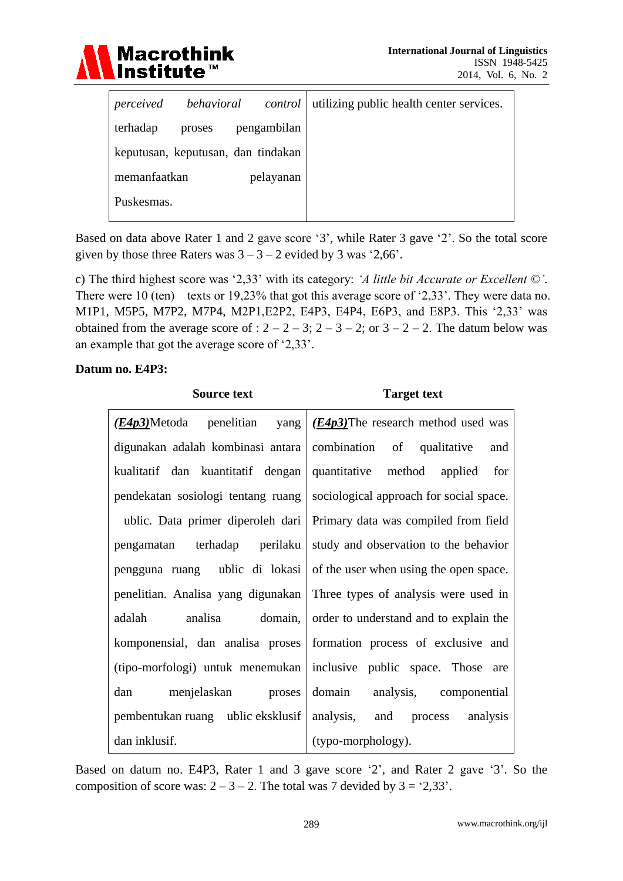| | |
|---|---|
| *perceived behavioral control* terhadap proses pengambilan keputusan, keputusan, dan tindakan memanfaatkan pelayanan Puskesmas. | utilizing public health center services. |

Based on data above Rater 1 and 2 gave score '3', while Rater 3 gave '2'. So the total score given by those three Raters was 3 – 3 – 2 evided by 3 was '2,66'.

c) The third highest score was '2,33' with its category: *'A little bit Accurate or Excellent ©'.* There were 10 (ten) texts or 19,23% that got this average score of '2,33'. They were data no. M1P1, M5P5, M7P2, M7P4, M2P1,E2P2, E4P3, E4P4, E6P3, and E8P3. This '2,33' was obtained from the average score of : 2 – 2 – 3; 2 – 3 – 2; or 3 – 2 – 2. The datum below was an example that got the average score of '2,33'.

**Datum no. E4P3:**

| Source text | Target text |
|---|---|
| ***(E4p3)***Metoda penelitian yang digunakan adalah kombinasi antara kualitatif dan kuantitatif dengan pendekatan sosiologi tentang ruang ublic. Data primer diperoleh dari pengamatan terhadap perilaku pengguna ruang ublic di lokasi penelitian. Analisa yang digunakan adalah analisa domain, komponensial, dan analisa proses (tipo-morfologi) untuk menemukan dan menjelaskan proses pembentukan ruang ublic eksklusif dan inklusif. | ***(E4p3)***The research method used was combination of qualitative and quantitative method applied for sociological approach for social space. Primary data was compiled from field study and observation to the behavior of the user when using the open space. Three types of analysis were used in order to understand and to explain the formation process of exclusive and inclusive public space. Those are domain analysis, componential analysis, and process analysis (typo-morphology). |

Based on datum no. E4P3, Rater 1 and 3 gave score '2', and Rater 2 gave '3'. So the composition of score was: 2 – 3 – 2. The total was 7 devided by 3 = '2,33'.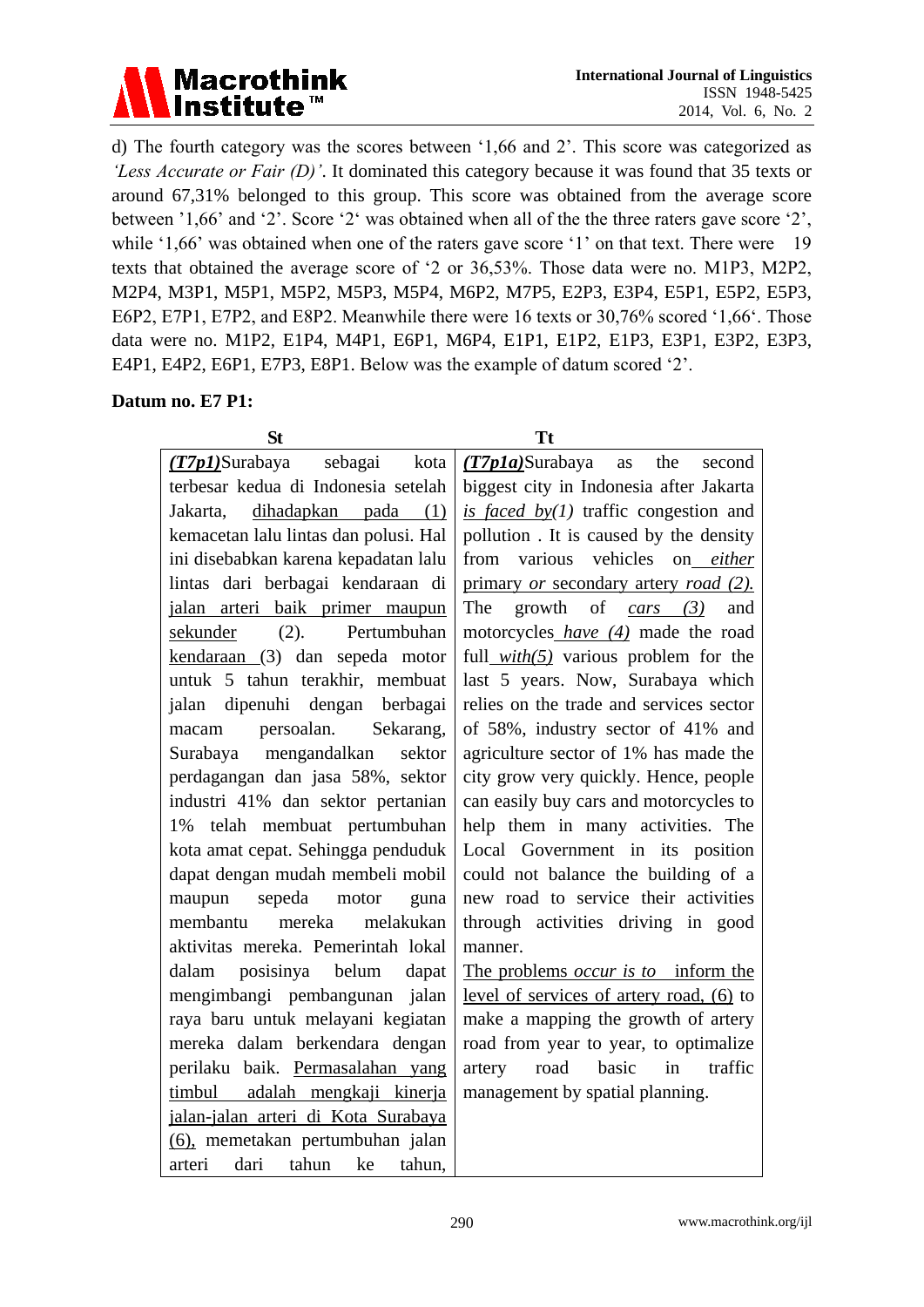d) The fourth category was the scores between '1,66 and 2'. This score was categorized as *'Less Accurate or Fair (D)'*. It dominated this category because it was found that 35 texts or around 67,31% belonged to this group. This score was obtained from the average score between '1,66' and '2'. Score '2' was obtained when all of the the three raters gave score '2', while '1,66' was obtained when one of the raters gave score '1' on that text. There were 19 texts that obtained the average score of '2 or 36,53%. Those data were no. M1P3, M2P2, M2P4, M3P1, M5P1, M5P2, M5P3, M5P4, M6P2, M7P5, E2P3, E3P4, E5P1, E5P2, E5P3, E6P2, E7P1, E7P2, and E8P2. Meanwhile there were 16 texts or 30,76% scored '1,66'. Those data were no. M1P2, E1P4, M4P1, E6P1, M6P4, E1P1, E1P2, E1P3, E3P1, E3P2, E3P3, E4P1, E4P2, E6P1, E7P3, E8P1. Below was the example of datum scored '2'.

**Datum no. E7 P1:**

| St | Tt |
|---|---|
| ***(T7p1)***Surabaya sebagai kota terbesar kedua di Indonesia setelah Jakarta, dihadapkan pada (1) kemacetan lalu lintas dan polusi. Hal ini disebabkan karena kepadatan lalu lintas dari berbagai kendaraan di jalan arteri baik primer maupun sekunder (2). Pertumbuhan kendaraan (3) dan sepeda motor untuk 5 tahun terakhir, membuat jalan dipenuhi dengan berbagai macam persoalan. Sekarang, Surabaya mengandalkan sektor perdagangan dan jasa 58%, sektor industri 41% dan sektor pertanian 1% telah membuat pertumbuhan kota amat cepat. Sehingga penduduk dapat dengan mudah membeli mobil maupun sepeda motor guna membantu mereka melakukan aktivitas mereka. Pemerintah lokal dalam posisinya belum dapat mengimbangi pembangunan jalan raya baru untuk melayani kegiatan mereka dalam berkendara dengan perilaku baik. Permasalahan yang timbul adalah mengkaji kinerja jalan-jalan arteri di Kota Surabaya (6), memetakan pertumbuhan jalan arteri dari tahun ke tahun, | ***(T7p1a)***Surabaya as the second biggest city in Indonesia after Jakarta *is faced by(1)* traffic congestion and pollution . It is caused by the density from various vehicles on *either* primary *or* secondary artery *road (2).* The growth of *cars (3)* and motorcycles *have (4)* made the road full *with(5)* various problem for the last 5 years. Now, Surabaya which relies on the trade and services sector of 58%, industry sector of 41% and agriculture sector of 1% has made the city grow very quickly. Hence, people can easily buy cars and motorcycles to help them in many activities. The Local Government in its position could not balance the building of a new road to service their activities through activities driving in good manner. The problems *occur is to* inform the level of services of artery road, (6) to make a mapping the growth of artery road from year to year, to optimalize artery road basic in traffic management by spatial planning. |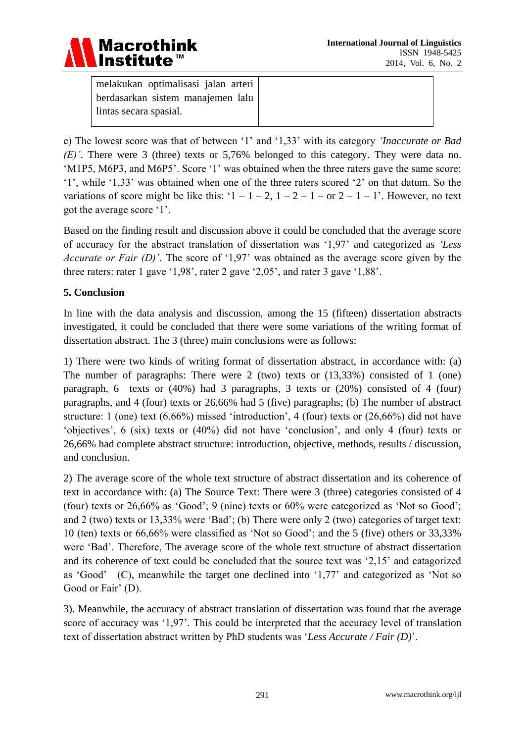| | |
|---|---|
| melakukan optimalisasi jalan arteri berdasarkan sistem manajemen lalu lintas secara spasial. | |

e) The lowest score was that of between '1' and '1,33' with its category *'Inaccurate or Bad (E)'*. There were 3 (three) texts or 5,76% belonged to this category. They were data no. 'M1P5, M6P3, and M6P5'. Score '1' was obtained when the three raters gave the same score: '1', while '1,33' was obtained when one of the three raters scored '2' on that datum. So the variations of score might be like this: '1 – 1 – 2, 1 – 2 – 1 – or 2 – 1 – 1'. However, no text got the average score '1'.

Based on the finding result and discussion above it could be concluded that the average score of accuracy for the abstract translation of dissertation was '1,97' and categorized as *'Less Accurate or Fair (D)'*. The score of '1,97' was obtained as the average score given by the three raters: rater 1 gave '1,98', rater 2 gave '2,05', and rater 3 gave '1,88'.

## 5. Conclusion

In line with the data analysis and discussion, among the 15 (fifteen) dissertation abstracts investigated, it could be concluded that there were some variations of the writing format of dissertation abstract. The 3 (three) main conclusions were as follows:

1) There were two kinds of writing format of dissertation abstract, in accordance with: (a) The number of paragraphs: There were 2 (two) texts or (13,33%) consisted of 1 (one) paragraph, 6 texts or (40%) had 3 paragraphs, 3 texts or (20%) consisted of 4 (four) paragraphs, and 4 (four) texts or 26,66% had 5 (five) paragraphs; (b) The number of abstract structure: 1 (one) text (6,66%) missed 'introduction', 4 (four) texts or (26,66%) did not have 'objectives', 6 (six) texts or (40%) did not have 'conclusion', and only 4 (four) texts or 26,66% had complete abstract structure: introduction, objective, methods, results / discussion, and conclusion.

2) The average score of the whole text structure of abstract dissertation and its coherence of text in accordance with: (a) The Source Text: There were 3 (three) categories consisted of 4 (four) texts or 26,66% as 'Good'; 9 (nine) texts or 60% were categorized as 'Not so Good'; and 2 (two) texts or 13,33% were 'Bad'; (b) There were only 2 (two) categories of target text: 10 (ten) texts or 66,66% were classified as 'Not so Good'; and the 5 (five) others or 33,33% were 'Bad'. Therefore, The average score of the whole text structure of abstract dissertation and its coherence of text could be concluded that the source text was '2,15' and catagorized as 'Good' (C), meanwhile the target one declined into '1,77' and categorized as 'Not so Good or Fair' (D).

3). Meanwhile, the accuracy of abstract translation of dissertation was found that the average score of accuracy was '1,97'. This could be interpreted that the accuracy level of translation text of dissertation abstract written by PhD students was '*Less Accurate / Fair (D)*'.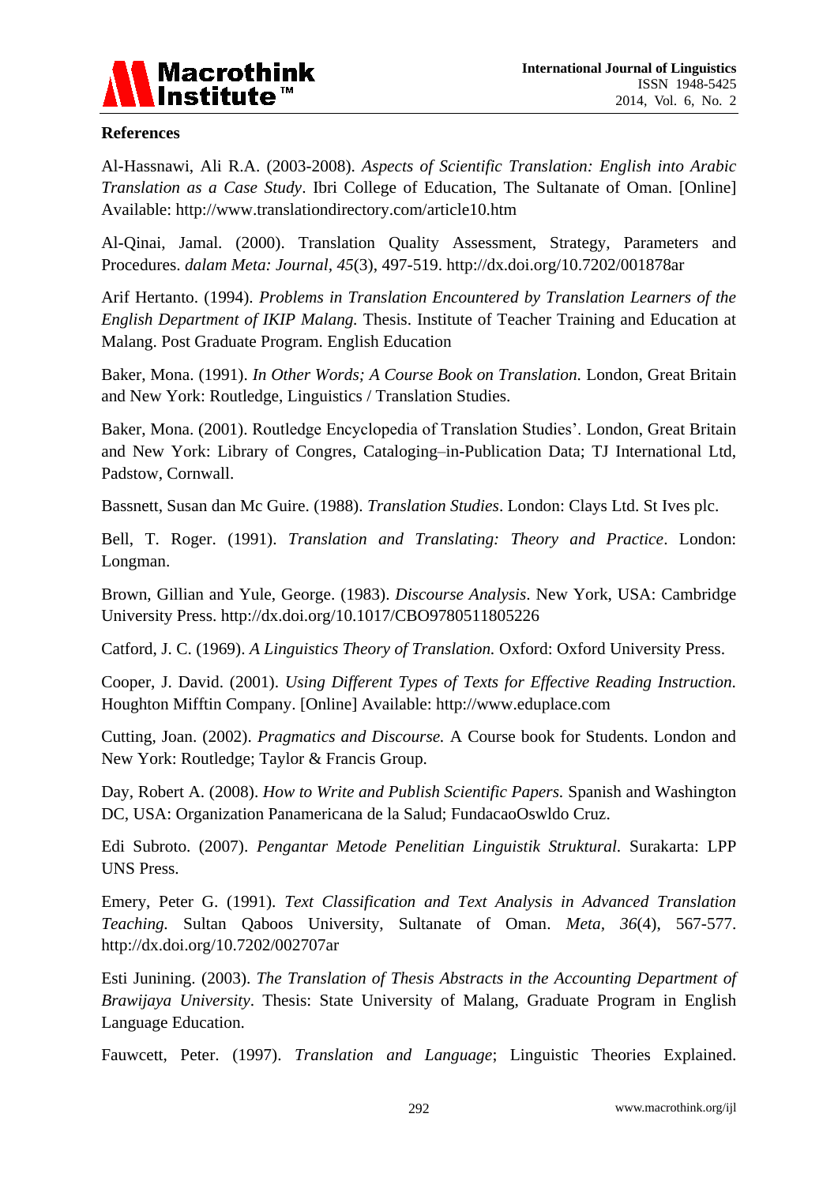**References**

Al-Hassnawi, Ali R.A. (2003-2008). *Aspects of Scientific Translation: English into Arabic Translation as a Case Study*. Ibri College of Education, The Sultanate of Oman. [Online] Available: http://www.translationdirectory.com/article10.htm

Al-Qinai, Jamal. (2000). Translation Quality Assessment, Strategy, Parameters and Procedures. *dalam Meta: Journal*, *45*(3), 497-519. http://dx.doi.org/10.7202/001878ar

Arif Hertanto. (1994). *Problems in Translation Encountered by Translation Learners of the English Department of IKIP Malang.* Thesis. Institute of Teacher Training and Education at Malang. Post Graduate Program. English Education

Baker, Mona. (1991). *In Other Words; A Course Book on Translation.* London, Great Britain and New York: Routledge, Linguistics / Translation Studies.

Baker, Mona. (2001). Routledge Encyclopedia of Translation Studies'. London, Great Britain and New York: Library of Congres, Cataloging–in-Publication Data; TJ International Ltd, Padstow, Cornwall.

Bassnett, Susan dan Mc Guire. (1988). *Translation Studies*. London: Clays Ltd. St Ives plc.

Bell, T. Roger. (1991). *Translation and Translating: Theory and Practice*. London: Longman.

Brown, Gillian and Yule, George. (1983). *Discourse Analysis*. New York, USA: Cambridge University Press. http://dx.doi.org/10.1017/CBO9780511805226

Catford, J. C. (1969). *A Linguistics Theory of Translation.* Oxford: Oxford University Press.

Cooper, J. David. (2001). *Using Different Types of Texts for Effective Reading Instruction.* Houghton Mifftin Company. [Online] Available: http://www.eduplace.com

Cutting, Joan. (2002). *Pragmatics and Discourse.* A Course book for Students. London and New York: Routledge; Taylor & Francis Group.

Day, Robert A. (2008). *How to Write and Publish Scientific Papers.* Spanish and Washington DC, USA: Organization Panamericana de la Salud; FundacaoOswldo Cruz.

Edi Subroto. (2007). *Pengantar Metode Penelitian Linguistik Struktural*. Surakarta: LPP UNS Press.

Emery, Peter G. (1991). *Text Classification and Text Analysis in Advanced Translation Teaching.* Sultan Qaboos University, Sultanate of Oman. *Meta*, *36*(4), 567-577. http://dx.doi.org/10.7202/002707ar

Esti Junining. (2003). *The Translation of Thesis Abstracts in the Accounting Department of Brawijaya University*. Thesis: State University of Malang, Graduate Program in English Language Education.

Fauwcett, Peter. (1997). *Translation and Language*; Linguistic Theories Explained.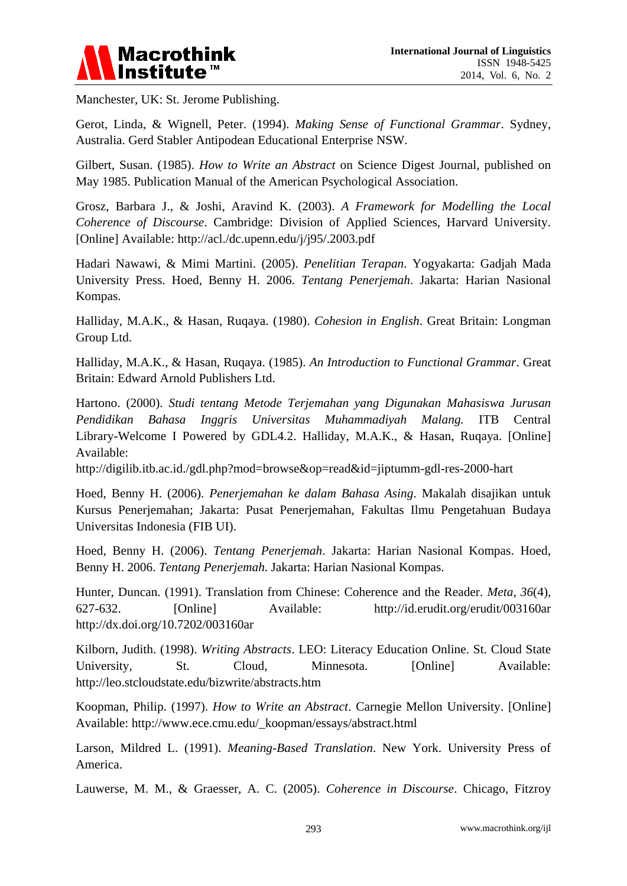Manchester, UK: St. Jerome Publishing.

Gerot, Linda, & Wignell, Peter. (1994). *Making Sense of Functional Grammar*. Sydney, Australia. Gerd Stabler Antipodean Educational Enterprise NSW.

Gilbert, Susan. (1985). *How to Write an Abstract* on Science Digest Journal, published on May 1985. Publication Manual of the American Psychological Association.

Grosz, Barbara J., & Joshi, Aravind K. (2003). *A Framework for Modelling the Local Coherence of Discourse*. Cambridge: Division of Applied Sciences, Harvard University. [Online] Available: http://acl./dc.upenn.edu/j/j95/.2003.pdf

Hadari Nawawi, & Mimi Martini. (2005). *Penelitian Terapan*. Yogyakarta: Gadjah Mada University Press. Hoed, Benny H. 2006. *Tentang Penerjemah*. Jakarta: Harian Nasional Kompas.

Halliday, M.A.K., & Hasan, Ruqaya. (1980). *Cohesion in English*. Great Britain: Longman Group Ltd.

Halliday, M.A.K., & Hasan, Ruqaya. (1985). *An Introduction to Functional Grammar*. Great Britain: Edward Arnold Publishers Ltd.

Hartono. (2000). *Studi tentang Metode Terjemahan yang Digunakan Mahasiswa Jurusan Pendidikan Bahasa Inggris Universitas Muhammadiyah Malang.* ITB Central Library-Welcome I Powered by GDL4.2. Halliday, M.A.K., & Hasan, Ruqaya. [Online] Available:
http://digilib.itb.ac.id./gdl.php?mod=browse&op=read&id=jiptumm-gdl-res-2000-hart

Hoed, Benny H. (2006). *Penerjemahan ke dalam Bahasa Asing*. Makalah disajikan untuk Kursus Penerjemahan; Jakarta: Pusat Penerjemahan, Fakultas Ilmu Pengetahuan Budaya Universitas Indonesia (FIB UI).

Hoed, Benny H. (2006). *Tentang Penerjemah*. Jakarta: Harian Nasional Kompas. Hoed, Benny H. 2006. *Tentang Penerjemah*. Jakarta: Harian Nasional Kompas.

Hunter, Duncan. (1991). Translation from Chinese: Coherence and the Reader. *Meta, 36*(4), 627-632. [Online] Available: http://id.erudit.org/erudit/003160ar http://dx.doi.org/10.7202/003160ar

Kilborn, Judith. (1998). *Writing Abstracts*. LEO: Literacy Education Online. St. Cloud State University, St. Cloud, Minnesota. [Online] Available: http://leo.stcloudstate.edu/bizwrite/abstracts.htm

Koopman, Philip. (1997). *How to Write an Abstract*. Carnegie Mellon University. [Online] Available: http://www.ece.cmu.edu/_koopman/essays/abstract.html

Larson, Mildred L. (1991). *Meaning-Based Translation*. New York. University Press of America.

Lauwerse, M. M., & Graesser, A. C. (2005). *Coherence in Discourse*. Chicago, Fitzroy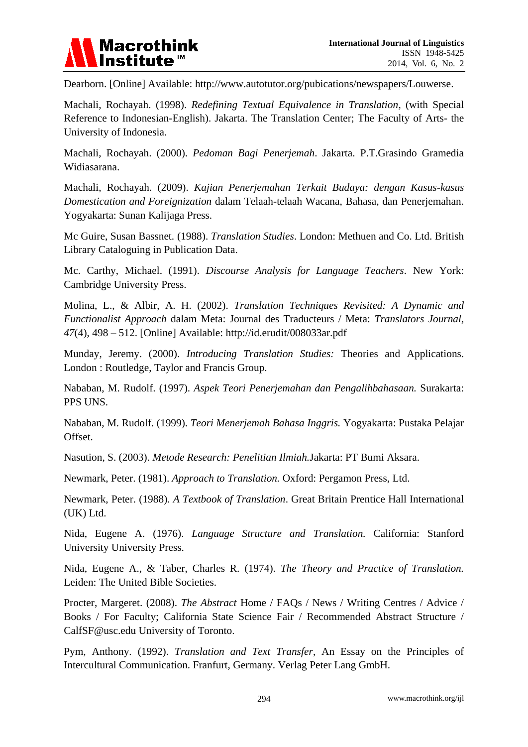Dearborn. [Online] Available: http://www.autotutor.org/pubications/newspapers/Louwerse.

Machali, Rochayah. (1998). *Redefining Textual Equivalence in Translation*, (with Special Reference to Indonesian-English). Jakarta. The Translation Center; The Faculty of Arts- the University of Indonesia.

Machali, Rochayah. (2000). *Pedoman Bagi Penerjemah*. Jakarta. P.T.Grasindo Gramedia Widiasarana.

Machali, Rochayah. (2009). *Kajian Penerjemahan Terkait Budaya: dengan Kasus-kasus Domestication and Foreignization* dalam Telaah-telaah Wacana, Bahasa, dan Penerjemahan. Yogyakarta: Sunan Kalijaga Press.

Mc Guire, Susan Bassnet. (1988). *Translation Studies*. London: Methuen and Co. Ltd. British Library Cataloguing in Publication Data.

Mc. Carthy, Michael. (1991). *Discourse Analysis for Language Teachers*. New York: Cambridge University Press.

Molina, L., & Albir, A. H. (2002). *Translation Techniques Revisited: A Dynamic and Functionalist Approach* dalam Meta: Journal des Traducteurs / Meta: *Translators Journal, 47*(4), 498 – 512. [Online] Available: http://id.erudit/008033ar.pdf

Munday, Jeremy. (2000). *Introducing Translation Studies:* Theories and Applications. London : Routledge, Taylor and Francis Group.

Nababan, M. Rudolf. (1997). *Aspek Teori Penerjemahan dan Pengalihbahasaan.* Surakarta: PPS UNS.

Nababan, M. Rudolf. (1999). *Teori Menerjemah Bahasa Inggris.* Yogyakarta: Pustaka Pelajar Offset.

Nasution, S. (2003). *Metode Research: Penelitian Ilmiah.*Jakarta: PT Bumi Aksara.

Newmark, Peter. (1981). *Approach to Translation.* Oxford: Pergamon Press, Ltd.

Newmark, Peter. (1988). *A Textbook of Translation*. Great Britain Prentice Hall International (UK) Ltd.

Nida, Eugene A. (1976). *Language Structure and Translation.* California: Stanford University Press.

Nida, Eugene A., & Taber, Charles R. (1974). *The Theory and Practice of Translation.* Leiden: The United Bible Societies.

Procter, Margeret. (2008). *The Abstract* Home / FAQs / News / Writing Centres / Advice / Books / For Faculty; California State Science Fair / Recommended Abstract Structure / CalfSF@usc.edu University of Toronto.

Pym, Anthony. (1992). *Translation and Text Transfer*, An Essay on the Principles of Intercultural Communication. Franfurt, Germany. Verlag Peter Lang GmbH.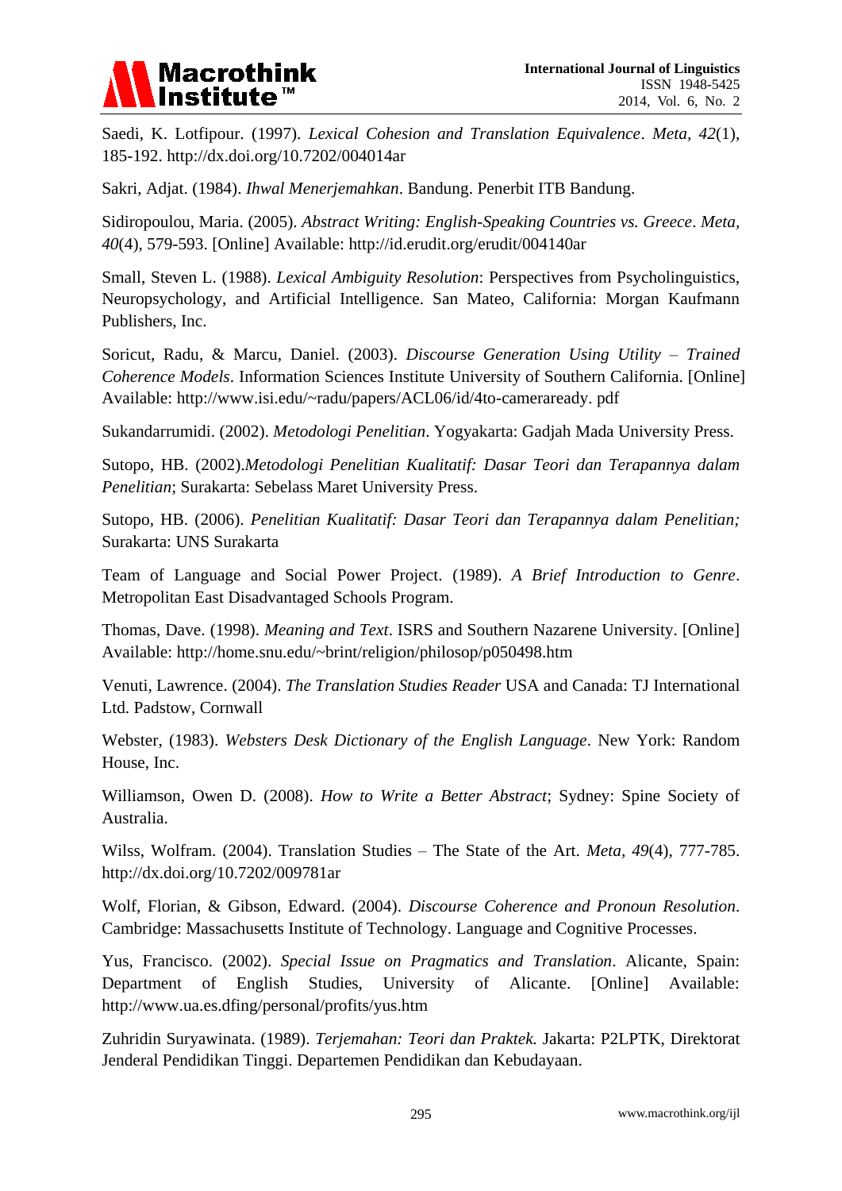Saedi, K. Lotfipour. (1997). *Lexical Cohesion and Translation Equivalence*. *Meta, 42*(1), 185-192. http://dx.doi.org/10.7202/004014ar

Sakri, Adjat. (1984). *Ihwal Menerjemahkan*. Bandung. Penerbit ITB Bandung.

Sidiropoulou, Maria. (2005). *Abstract Writing: English-Speaking Countries vs. Greece*. *Meta, 40*(4), 579-593. [Online] Available: http://id.erudit.org/erudit/004140ar

Small, Steven L. (1988). *Lexical Ambiguity Resolution*: Perspectives from Psycholinguistics, Neuropsychology, and Artificial Intelligence. San Mateo, California: Morgan Kaufmann Publishers, Inc.

Soricut, Radu, & Marcu, Daniel. (2003). *Discourse Generation Using Utility – Trained Coherence Models*. Information Sciences Institute University of Southern California. [Online] Available: http://www.isi.edu/~radu/papers/ACL06/id/4to-cameraready. pdf

Sukandarrumidi. (2002). *Metodologi Penelitian*. Yogyakarta: Gadjah Mada University Press.

Sutopo, HB. (2002).*Metodologi Penelitian Kualitatif: Dasar Teori dan Terapannya dalam Penelitian*; Surakarta: Sebelass Maret University Press.

Sutopo, HB. (2006). *Penelitian Kualitatif: Dasar Teori dan Terapannya dalam Penelitian;* Surakarta: UNS Surakarta

Team of Language and Social Power Project. (1989). *A Brief Introduction to Genre*. Metropolitan East Disadvantaged Schools Program.

Thomas, Dave. (1998). *Meaning and Text*. ISRS and Southern Nazarene University. [Online] Available: http://home.snu.edu/~brint/religion/philosop/p050498.htm

Venuti, Lawrence. (2004). *The Translation Studies Reader* USA and Canada: TJ International Ltd. Padstow, Cornwall

Webster, (1983). *Websters Desk Dictionary of the English Language*. New York: Random House, Inc.

Williamson, Owen D. (2008). *How to Write a Better Abstract*; Sydney: Spine Society of Australia.

Wilss, Wolfram. (2004). Translation Studies – The State of the Art. *Meta, 49*(4), 777-785. http://dx.doi.org/10.7202/009781ar

Wolf, Florian, & Gibson, Edward. (2004). *Discourse Coherence and Pronoun Resolution*. Cambridge: Massachusetts Institute of Technology. Language and Cognitive Processes.

Yus, Francisco. (2002). *Special Issue on Pragmatics and Translation*. Alicante, Spain: Department of English Studies, University of Alicante. [Online] Available: http://www.ua.es.dfing/personal/profits/yus.htm

Zuhridin Suryawinata. (1989). *Terjemahan: Teori dan Praktek.* Jakarta: P2LPTK, Direktorat Jenderal Pendidikan Tinggi. Departemen Pendidikan dan Kebudayaan.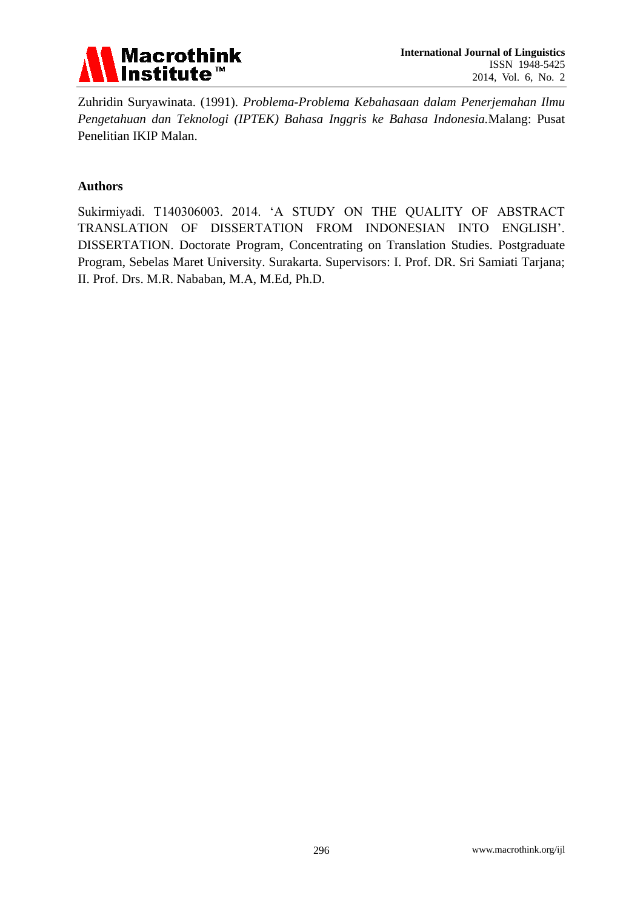Zuhridin Suryawinata. (1991). *Problema-Problema Kebahasaan dalam Penerjemahan Ilmu Pengetahuan dan Teknologi (IPTEK) Bahasa Inggris ke Bahasa Indonesia.*Malang: Pusat Penelitian IKIP Malan.

## Authors

Sukirmiyadi. T140306003. 2014. 'A STUDY ON THE QUALITY OF ABSTRACT TRANSLATION OF DISSERTATION FROM INDONESIAN INTO ENGLISH'. DISSERTATION. Doctorate Program, Concentrating on Translation Studies. Postgraduate Program, Sebelas Maret University. Surakarta. Supervisors: I. Prof. DR. Sri Samiati Tarjana; II. Prof. Drs. M.R. Nababan, M.A, M.Ed, Ph.D.